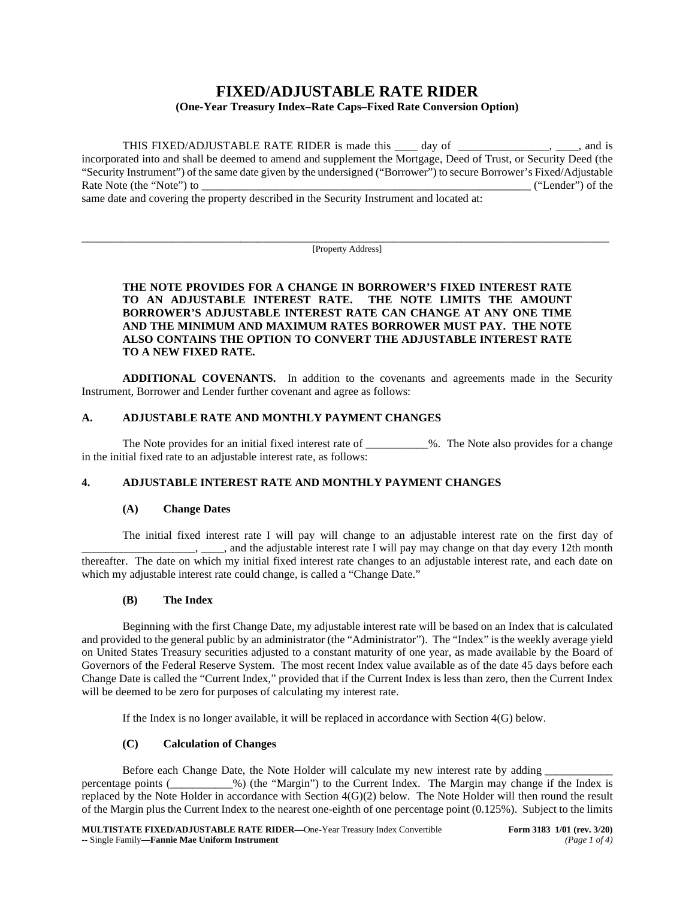# FIXED/ADJUSTABLE RATE RIDER

**(One-Year Treasury Index–Rate Caps–Fixed Rate Conversion Option)**

THIS FIXED/ADJUSTABLE RATE RIDER is made this ____ day of ________________, ____, and is incorporated into and shall be deemed to amend and supplement the Mortgage, Deed of Trust, or Security Deed (the "Security Instrument") of the same date given by the undersigned ("Borrower") to secure Borrower's Fixed/Adjustable Rate Note (the "Note") to ____________________________________________________________ ("Lender") of the same date and covering the property described in the Security Instrument and located at:

_____________________________________________________________________________________________

[Property Address]

**THE NOTE PROVIDES FOR A CHANGE IN BORROWER'S FIXED INTEREST RATE TO AN ADJUSTABLE INTEREST RATE. THE NOTE LIMITS THE AMOUNT BORROWER'S ADJUSTABLE INTEREST RATE CAN CHANGE AT ANY ONE TIME AND THE MINIMUM AND MAXIMUM RATES BORROWER MUST PAY. THE NOTE ALSO CONTAINS THE OPTION TO CONVERT THE ADJUSTABLE INTEREST RATE TO A NEW FIXED RATE.**

**ADDITIONAL COVENANTS.** In addition to the covenants and agreements made in the Security Instrument, Borrower and Lender further covenant and agree as follows:

## A. ADJUSTABLE RATE AND MONTHLY PAYMENT CHANGES

The Note provides for an initial fixed interest rate of ___________%. The Note also provides for a change in the initial fixed rate to an adjustable interest rate, as follows:

## 4. ADJUSTABLE INTEREST RATE AND MONTHLY PAYMENT CHANGES

### (A) Change Dates

The initial fixed interest rate I will pay will change to an adjustable interest rate on the first day of ____________________, ____, and the adjustable interest rate I will pay may change on that day every 12th month thereafter. The date on which my initial fixed interest rate changes to an adjustable interest rate, and each date on which my adjustable interest rate could change, is called a "Change Date."

### (B) The Index

Beginning with the first Change Date, my adjustable interest rate will be based on an Index that is calculated and provided to the general public by an administrator (the "Administrator"). The "Index" is the weekly average yield on United States Treasury securities adjusted to a constant maturity of one year, as made available by the Board of Governors of the Federal Reserve System. The most recent Index value available as of the date 45 days before each Change Date is called the "Current Index," provided that if the Current Index is less than zero, then the Current Index will be deemed to be zero for purposes of calculating my interest rate.

If the Index is no longer available, it will be replaced in accordance with Section 4(G) below.

### (C) Calculation of Changes

Before each Change Date, the Note Holder will calculate my new interest rate by adding ____________ percentage points (___________%) (the "Margin") to the Current Index. The Margin may change if the Index is replaced by the Note Holder in accordance with Section 4(G)(2) below. The Note Holder will then round the result of the Margin plus the Current Index to the nearest one-eighth of one percentage point (0.125%). Subject to the limits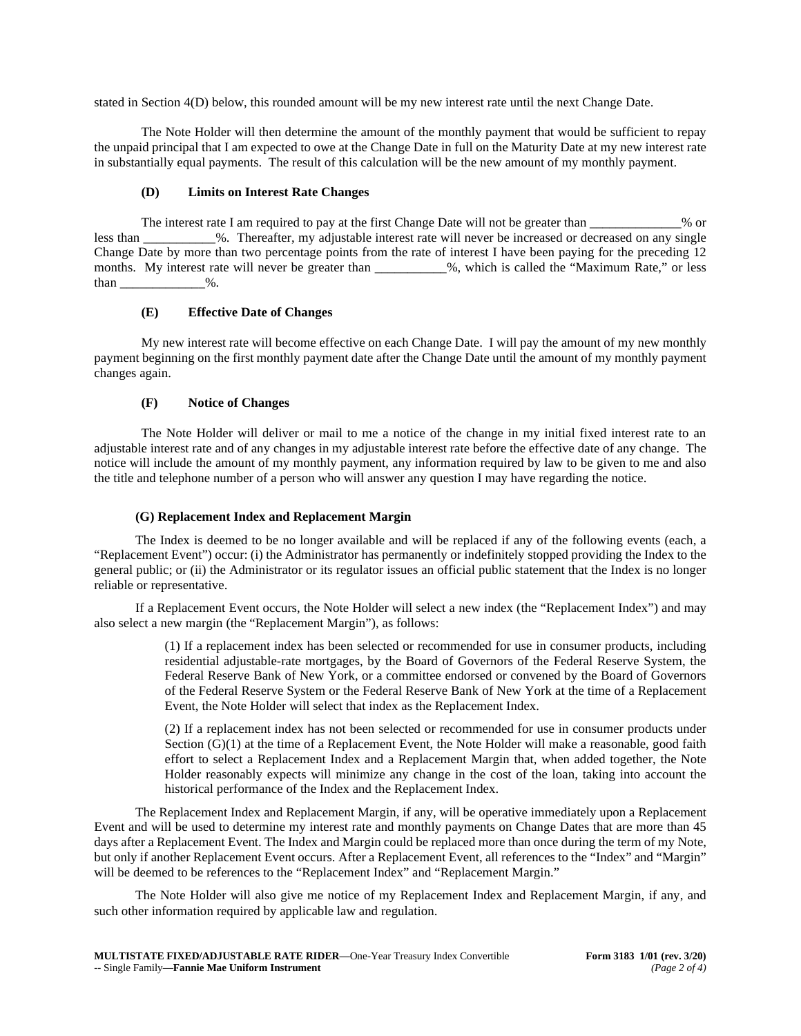stated in Section 4(D) below, this rounded amount will be my new interest rate until the next Change Date.

The Note Holder will then determine the amount of the monthly payment that would be sufficient to repay the unpaid principal that I am expected to owe at the Change Date in full on the Maturity Date at my new interest rate in substantially equal payments. The result of this calculation will be the new amount of my monthly payment.

**(D) Limits on Interest Rate Changes**

The interest rate I am required to pay at the first Change Date will not be greater than ______________% or less than ___________%. Thereafter, my adjustable interest rate will never be increased or decreased on any single Change Date by more than two percentage points from the rate of interest I have been paying for the preceding 12 months. My interest rate will never be greater than ___________%, which is called the "Maximum Rate," or less than _____________%.

**(E) Effective Date of Changes**

My new interest rate will become effective on each Change Date. I will pay the amount of my new monthly payment beginning on the first monthly payment date after the Change Date until the amount of my monthly payment changes again.

**(F) Notice of Changes**

The Note Holder will deliver or mail to me a notice of the change in my initial fixed interest rate to an adjustable interest rate and of any changes in my adjustable interest rate before the effective date of any change. The notice will include the amount of my monthly payment, any information required by law to be given to me and also the title and telephone number of a person who will answer any question I may have regarding the notice.

**(G) Replacement Index and Replacement Margin**

The Index is deemed to be no longer available and will be replaced if any of the following events (each, a "Replacement Event") occur: (i) the Administrator has permanently or indefinitely stopped providing the Index to the general public; or (ii) the Administrator or its regulator issues an official public statement that the Index is no longer reliable or representative.

If a Replacement Event occurs, the Note Holder will select a new index (the "Replacement Index") and may also select a new margin (the "Replacement Margin"), as follows:

> (1) If a replacement index has been selected or recommended for use in consumer products, including residential adjustable-rate mortgages, by the Board of Governors of the Federal Reserve System, the Federal Reserve Bank of New York, or a committee endorsed or convened by the Board of Governors of the Federal Reserve System or the Federal Reserve Bank of New York at the time of a Replacement Event, the Note Holder will select that index as the Replacement Index.
>
> (2) If a replacement index has not been selected or recommended for use in consumer products under Section (G)(1) at the time of a Replacement Event, the Note Holder will make a reasonable, good faith effort to select a Replacement Index and a Replacement Margin that, when added together, the Note Holder reasonably expects will minimize any change in the cost of the loan, taking into account the historical performance of the Index and the Replacement Index.

The Replacement Index and Replacement Margin, if any, will be operative immediately upon a Replacement Event and will be used to determine my interest rate and monthly payments on Change Dates that are more than 45 days after a Replacement Event. The Index and Margin could be replaced more than once during the term of my Note, but only if another Replacement Event occurs. After a Replacement Event, all references to the "Index" and "Margin" will be deemed to be references to the "Replacement Index" and "Replacement Margin."

The Note Holder will also give me notice of my Replacement Index and Replacement Margin, if any, and such other information required by applicable law and regulation.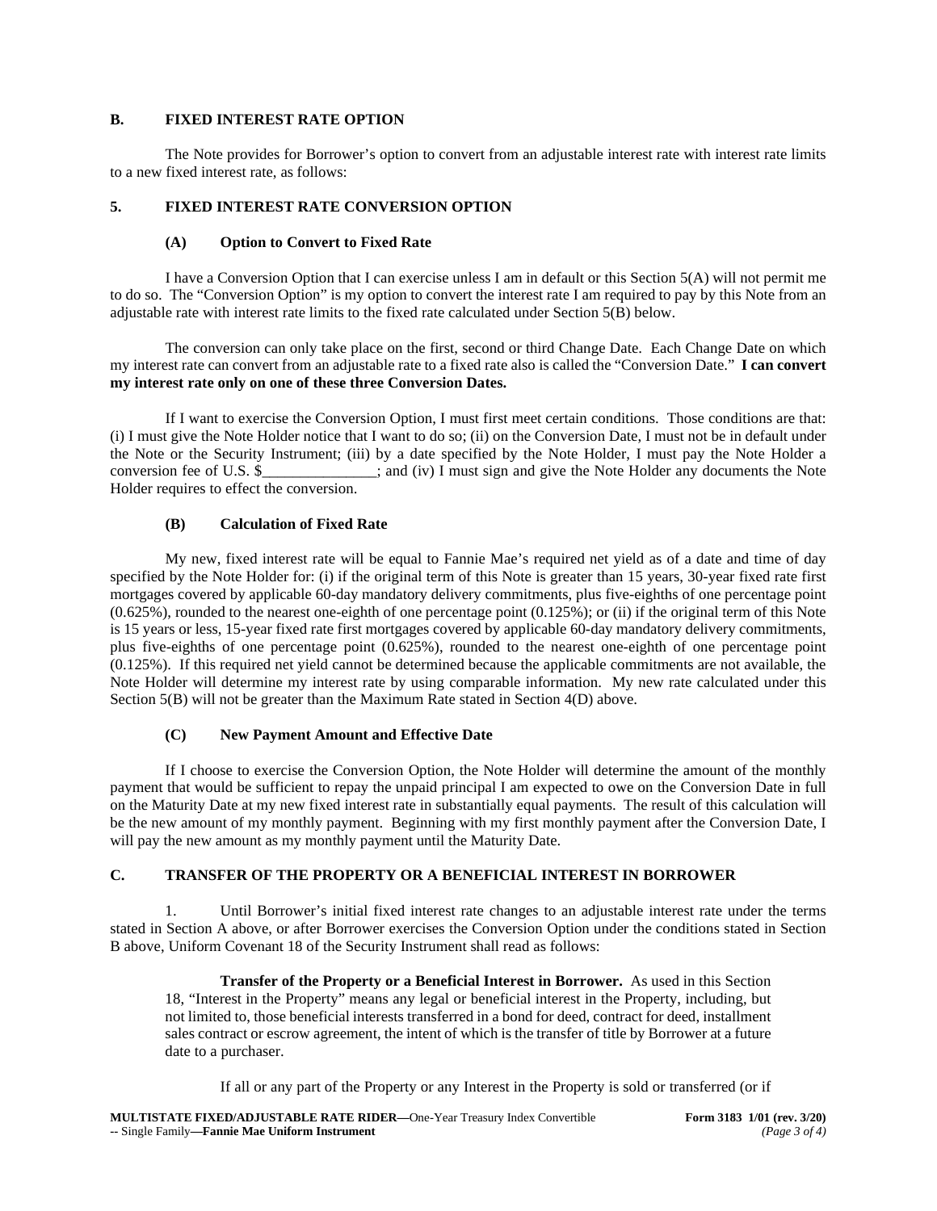## B. FIXED INTEREST RATE OPTION

The Note provides for Borrower's option to convert from an adjustable interest rate with interest rate limits to a new fixed interest rate, as follows:

### 5. FIXED INTEREST RATE CONVERSION OPTION

#### (A) Option to Convert to Fixed Rate

I have a Conversion Option that I can exercise unless I am in default or this Section 5(A) will not permit me to do so. The "Conversion Option" is my option to convert the interest rate I am required to pay by this Note from an adjustable rate with interest rate limits to the fixed rate calculated under Section 5(B) below.

The conversion can only take place on the first, second or third Change Date. Each Change Date on which my interest rate can convert from an adjustable rate to a fixed rate also is called the "Conversion Date." **I can convert my interest rate only on one of these three Conversion Dates.**

If I want to exercise the Conversion Option, I must first meet certain conditions. Those conditions are that: (i) I must give the Note Holder notice that I want to do so; (ii) on the Conversion Date, I must not be in default under the Note or the Security Instrument; (iii) by a date specified by the Note Holder, I must pay the Note Holder a conversion fee of U.S. $_______________; and (iv) I must sign and give the Note Holder any documents the Note Holder requires to effect the conversion.

#### (B) Calculation of Fixed Rate

My new, fixed interest rate will be equal to Fannie Mae's required net yield as of a date and time of day specified by the Note Holder for: (i) if the original term of this Note is greater than 15 years, 30-year fixed rate first mortgages covered by applicable 60-day mandatory delivery commitments, plus five-eighths of one percentage point (0.625%), rounded to the nearest one-eighth of one percentage point (0.125%); or (ii) if the original term of this Note is 15 years or less, 15-year fixed rate first mortgages covered by applicable 60-day mandatory delivery commitments, plus five-eighths of one percentage point (0.625%), rounded to the nearest one-eighth of one percentage point (0.125%). If this required net yield cannot be determined because the applicable commitments are not available, the Note Holder will determine my interest rate by using comparable information. My new rate calculated under this Section 5(B) will not be greater than the Maximum Rate stated in Section 4(D) above.

#### (C) New Payment Amount and Effective Date

If I choose to exercise the Conversion Option, the Note Holder will determine the amount of the monthly payment that would be sufficient to repay the unpaid principal I am expected to owe on the Conversion Date in full on the Maturity Date at my new fixed interest rate in substantially equal payments. The result of this calculation will be the new amount of my monthly payment. Beginning with my first monthly payment after the Conversion Date, I will pay the new amount as my monthly payment until the Maturity Date.

## C. TRANSFER OF THE PROPERTY OR A BENEFICIAL INTEREST IN BORROWER

1. Until Borrower's initial fixed interest rate changes to an adjustable interest rate under the terms stated in Section A above, or after Borrower exercises the Conversion Option under the conditions stated in Section B above, Uniform Covenant 18 of the Security Instrument shall read as follows:

> **Transfer of the Property or a Beneficial Interest in Borrower.** As used in this Section 18, "Interest in the Property" means any legal or beneficial interest in the Property, including, but not limited to, those beneficial interests transferred in a bond for deed, contract for deed, installment sales contract or escrow agreement, the intent of which is the transfer of title by Borrower at a future date to a purchaser.
>
> If all or any part of the Property or any Interest in the Property is sold or transferred (or if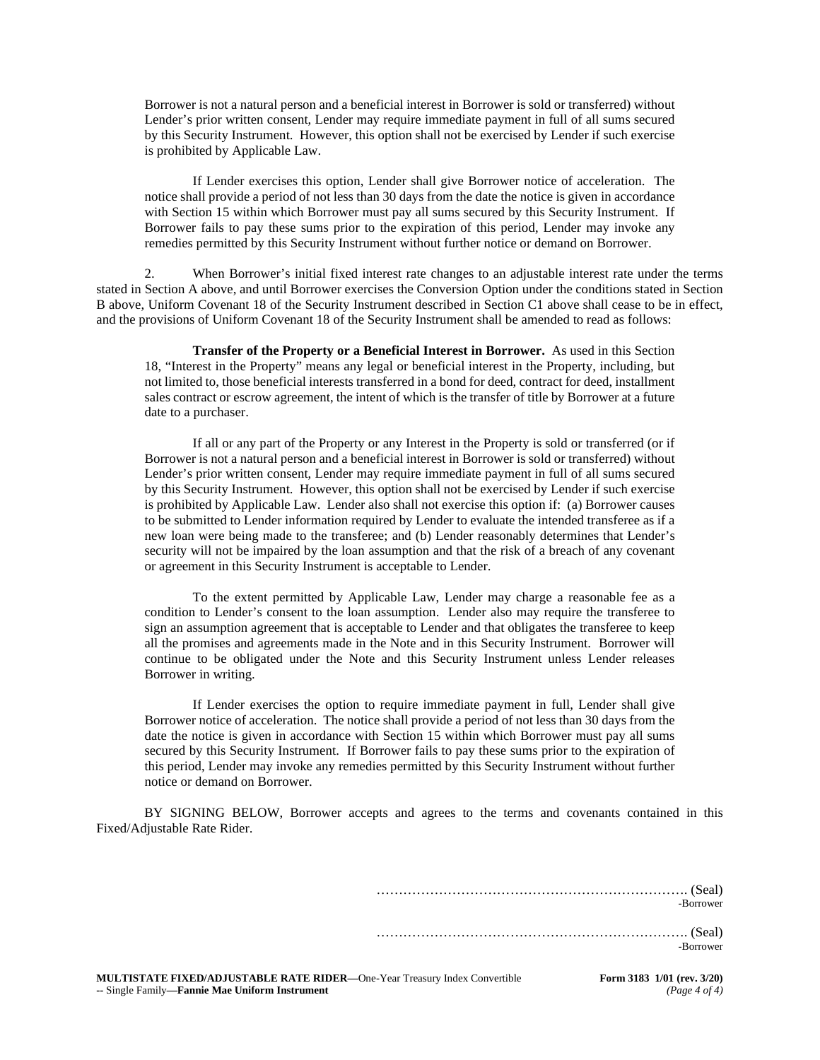Borrower is not a natural person and a beneficial interest in Borrower is sold or transferred) without Lender's prior written consent, Lender may require immediate payment in full of all sums secured by this Security Instrument. However, this option shall not be exercised by Lender if such exercise is prohibited by Applicable Law.

If Lender exercises this option, Lender shall give Borrower notice of acceleration. The notice shall provide a period of not less than 30 days from the date the notice is given in accordance with Section 15 within which Borrower must pay all sums secured by this Security Instrument. If Borrower fails to pay these sums prior to the expiration of this period, Lender may invoke any remedies permitted by this Security Instrument without further notice or demand on Borrower.

2. When Borrower's initial fixed interest rate changes to an adjustable interest rate under the terms stated in Section A above, and until Borrower exercises the Conversion Option under the conditions stated in Section B above, Uniform Covenant 18 of the Security Instrument described in Section C1 above shall cease to be in effect, and the provisions of Uniform Covenant 18 of the Security Instrument shall be amended to read as follows:

**Transfer of the Property or a Beneficial Interest in Borrower.** As used in this Section 18, "Interest in the Property" means any legal or beneficial interest in the Property, including, but not limited to, those beneficial interests transferred in a bond for deed, contract for deed, installment sales contract or escrow agreement, the intent of which is the transfer of title by Borrower at a future date to a purchaser.

If all or any part of the Property or any Interest in the Property is sold or transferred (or if Borrower is not a natural person and a beneficial interest in Borrower is sold or transferred) without Lender's prior written consent, Lender may require immediate payment in full of all sums secured by this Security Instrument. However, this option shall not be exercised by Lender if such exercise is prohibited by Applicable Law. Lender also shall not exercise this option if: (a) Borrower causes to be submitted to Lender information required by Lender to evaluate the intended transferee as if a new loan were being made to the transferee; and (b) Lender reasonably determines that Lender's security will not be impaired by the loan assumption and that the risk of a breach of any covenant or agreement in this Security Instrument is acceptable to Lender.

To the extent permitted by Applicable Law, Lender may charge a reasonable fee as a condition to Lender's consent to the loan assumption. Lender also may require the transferee to sign an assumption agreement that is acceptable to Lender and that obligates the transferee to keep all the promises and agreements made in the Note and in this Security Instrument. Borrower will continue to be obligated under the Note and this Security Instrument unless Lender releases Borrower in writing.

If Lender exercises the option to require immediate payment in full, Lender shall give Borrower notice of acceleration. The notice shall provide a period of not less than 30 days from the date the notice is given in accordance with Section 15 within which Borrower must pay all sums secured by this Security Instrument. If Borrower fails to pay these sums prior to the expiration of this period, Lender may invoke any remedies permitted by this Security Instrument without further notice or demand on Borrower.

BY SIGNING BELOW, Borrower accepts and agrees to the terms and covenants contained in this Fixed/Adjustable Rate Rider.

……………………………………………………………. (Seal)
-Borrower

……………………………………………………………. (Seal)
-Borrower

**MULTISTATE FIXED/ADJUSTABLE RATE RIDER—**One-Year Treasury Index Convertible -- Single Family**—Fannie Mae Uniform Instrument** **Form 3183 1/01 (rev. 3/20)**